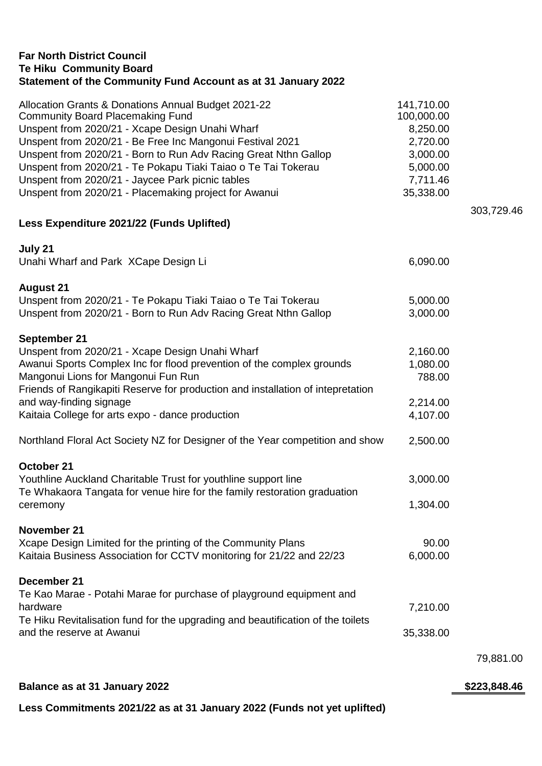**Far North District Council**
**Te Hiku Community Board**
**Statement of the Community Fund Account as at 31 January 2022**

| | | |
|---|---:|---:|
| Allocation Grants & Donations Annual Budget 2021-22 | 141,710.00 | |
| Community Board Placemaking Fund | 100,000.00 | |
| Unspent from 2020/21 - Xcape Design Unahi Wharf | 8,250.00 | |
| Unspent from 2020/21 - Be Free Inc Mangonui Festival 2021 | 2,720.00 | |
| Unspent from 2020/21 - Born to Run Adv Racing Great Nthn Gallop | 3,000.00 | |
| Unspent from 2020/21 - Te Pokapu Tiaki Taiao o Te Tai Tokerau | 5,000.00 | |
| Unspent from 2020/21 - Jaycee Park picnic tables | 7,711.46 | |
| Unspent from 2020/21 - Placemaking project for Awanui | 35,338.00 | |
| | | 303,729.46 |
| **Less Expenditure 2021/22 (Funds Uplifted)** | | |
| **July 21** | | |
| Unahi Wharf and Park XCape Design Li | 6,090.00 | |
| **August 21** | | |
| Unspent from 2020/21 - Te Pokapu Tiaki Taiao o Te Tai Tokerau | 5,000.00 | |
| Unspent from 2020/21 - Born to Run Adv Racing Great Nthn Gallop | 3,000.00 | |
| **September 21** | | |
| Unspent from 2020/21 - Xcape Design Unahi Wharf | 2,160.00 | |
| Awanui Sports Complex Inc for flood prevention of the complex grounds | 1,080.00 | |
| Mangonui Lions for Mangonui Fun Run | 788.00 | |
| Friends of Rangikapiti Reserve for production and installation of intepretation and way-finding signage | 2,214.00 | |
| Kaitaia College for arts expo - dance production | 4,107.00 | |
| Northland Floral Act Society NZ for Designer of the Year competition and show | 2,500.00 | |
| **October 21** | | |
| Youthline Auckland Charitable Trust for youthline support line | 3,000.00 | |
| Te Whakaora Tangata for venue hire for the family restoration graduation ceremony | 1,304.00 | |
| **November 21** | | |
| Xcape Design Limited for the printing of the Community Plans | 90.00 | |
| Kaitaia Business Association for CCTV monitoring for 21/22 and 22/23 | 6,000.00 | |
| **December 21** | | |
| Te Kao Marae - Potahi Marae for purchase of playground equipment and hardware | 7,210.00 | |
| Te Hiku Revitalisation fund for the upgrading and beautification of the toilets and the reserve at Awanui | 35,338.00 | |
| | | 79,881.00 |
| **Balance as at 31 January 2022** | | **\$223,848.46** |

**Less Commitments 2021/22 as at 31 January 2022 (Funds not yet uplifted)**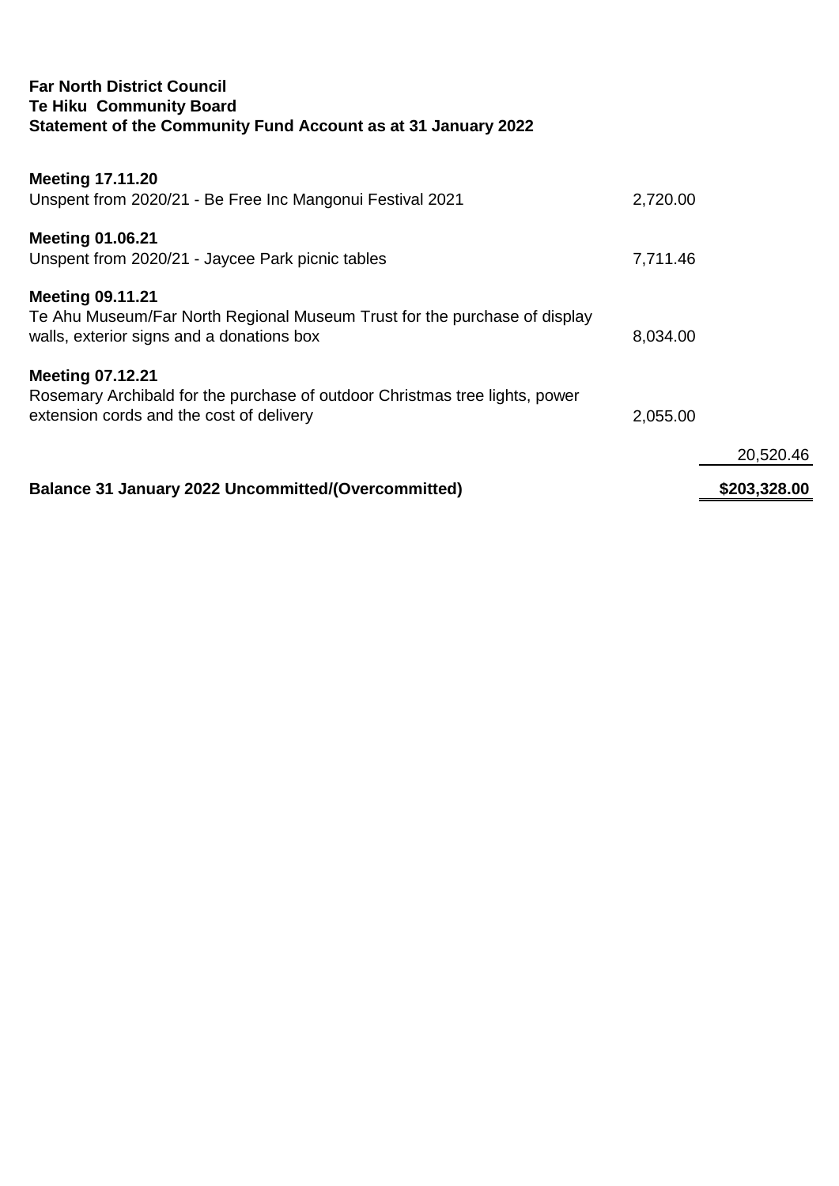**Far North District Council**
**Te Hiku Community Board**
**Statement of the Community Fund Account as at 31 January 2022**

| | | |
|---|---|---|
| **Meeting 17.11.20** | | |
| Unspent from 2020/21 - Be Free Inc Mangonui Festival 2021 | 2,720.00 | |
| **Meeting 01.06.21** | | |
| Unspent from 2020/21 - Jaycee Park picnic tables | 7,711.46 | |
| **Meeting 09.11.21** | | |
| Te Ahu Museum/Far North Regional Museum Trust for the purchase of display walls, exterior signs and a donations box | 8,034.00 | |
| **Meeting 07.12.21** | | |
| Rosemary Archibald for the purchase of outdoor Christmas tree lights, power extension cords and the cost of delivery | 2,055.00 | |
| | | 20,520.46 |
| **Balance 31 January 2022 Uncommitted/(Overcommitted)** | | **$203,328.00** |